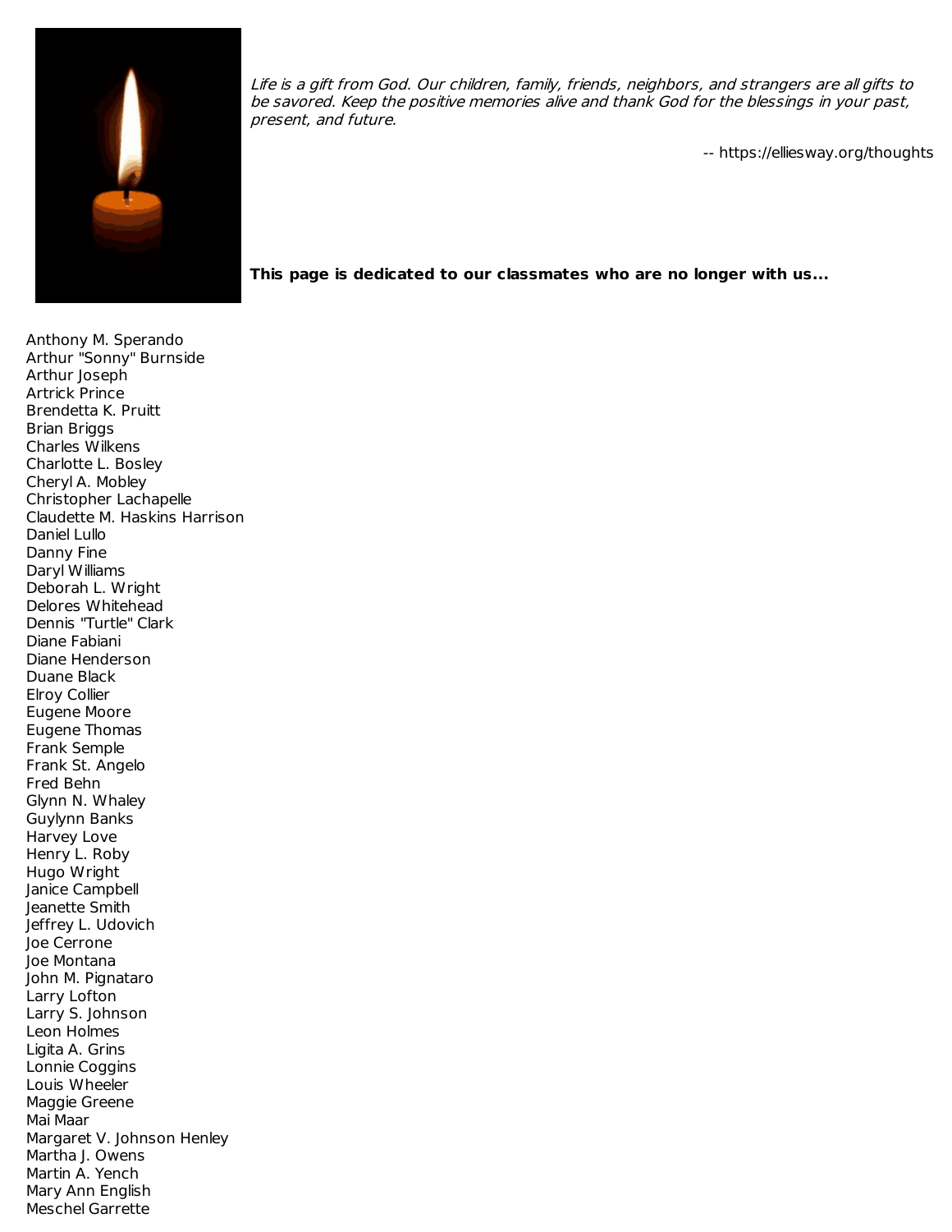*Life is a gift from God. Our children, family, friends, neighbors, and strangers are all gifts to be savored. Keep the positive memories alive and thank God for the blessings in your past, present, and future.*

-- https://elliesway.org/thoughts

**This page is dedicated to our classmates who are no longer with us...**

Anthony M. Sperando
Arthur "Sonny" Burnside
Arthur Joseph
Artrick Prince
Brendetta K. Pruitt
Brian Briggs
Charles Wilkens
Charlotte L. Bosley
Cheryl A. Mobley
Christopher Lachapelle
Claudette M. Haskins Harrison
Daniel Lullo
Danny Fine
Daryl Williams
Deborah L. Wright
Delores Whitehead
Dennis "Turtle" Clark
Diane Fabiani
Diane Henderson
Duane Black
Elroy Collier
Eugene Moore
Eugene Thomas
Frank Semple
Frank St. Angelo
Fred Behn
Glynn N. Whaley
Guylynn Banks
Harvey Love
Henry L. Roby
Hugo Wright
Janice Campbell
Jeanette Smith
Jeffrey L. Udovich
Joe Cerrone
Joe Montana
John M. Pignataro
Larry Lofton
Larry S. Johnson
Leon Holmes
Ligita A. Grins
Lonnie Coggins
Louis Wheeler
Maggie Greene
Mai Maar
Margaret V. Johnson Henley
Martha J. Owens
Martin A. Yench
Mary Ann English
Meschel Garrette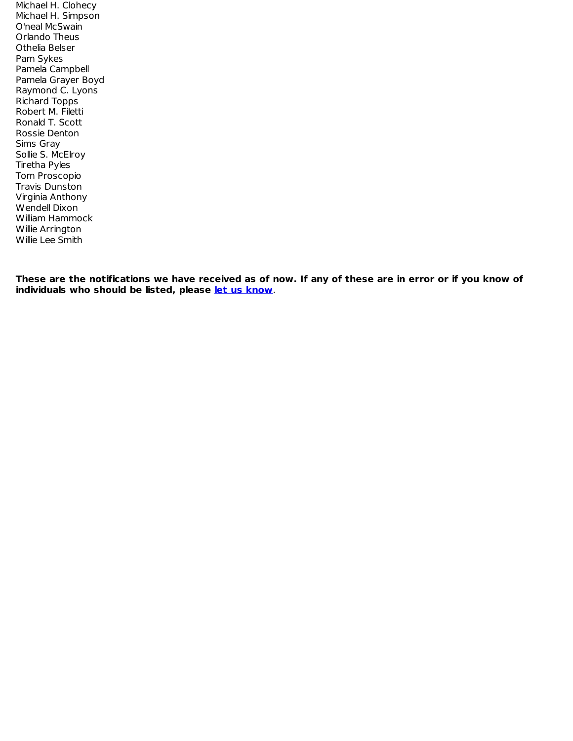Michael H. Clohecy
Michael H. Simpson
O'neal McSwain
Orlando Theus
Othelia Belser
Pam Sykes
Pamela Campbell
Pamela Grayer Boyd
Raymond C. Lyons
Richard Topps
Robert M. Filetti
Ronald T. Scott
Rossie Denton
Sims Gray
Sollie S. McElroy
Tiretha Pyles
Tom Proscopio
Travis Dunston
Virginia Anthony
Wendell Dixon
William Hammock
Willie Arrington
Willie Lee Smith

**These are the notifications we have received as of now. If any of these are in error or if you know of individuals who should be listed, please let us know.**